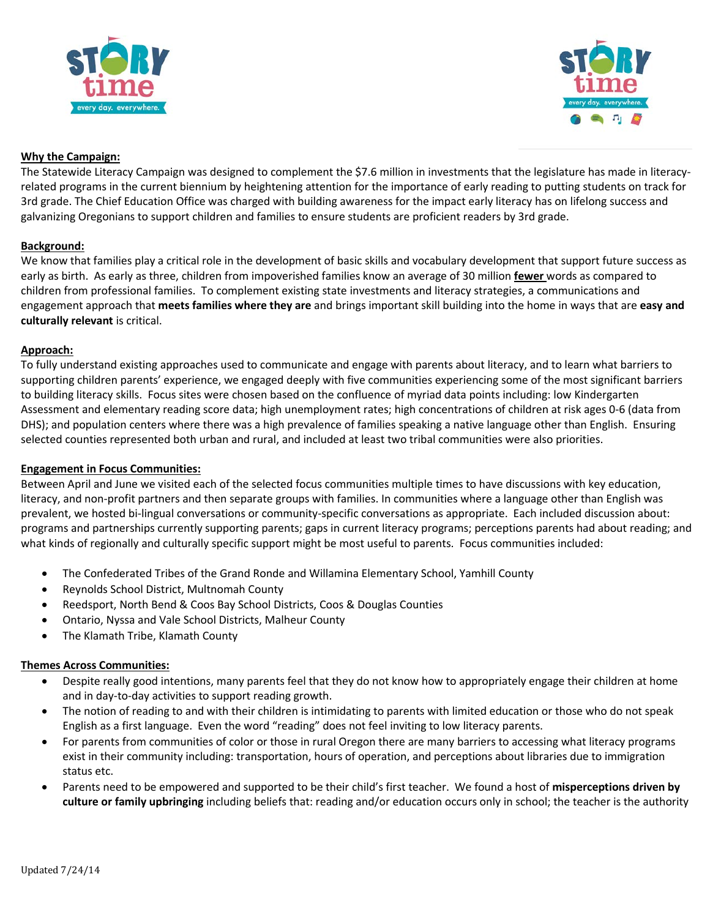**Why the Campaign:**

The Statewide Literacy Campaign was designed to complement the $7.6 million in investments that the legislature has made in literacy-related programs in the current biennium by heightening attention for the importance of early reading to putting students on track for 3rd grade. The Chief Education Office was charged with building awareness for the impact early literacy has on lifelong success and galvanizing Oregonians to support children and families to ensure students are proficient readers by 3rd grade.

**Background:**

We know that families play a critical role in the development of basic skills and vocabulary development that support future success as early as birth. As early as three, children from impoverished families know an average of 30 million **fewer** words as compared to children from professional families. To complement existing state investments and literacy strategies, a communications and engagement approach that **meets families where they are** and brings important skill building into the home in ways that are **easy and culturally relevant** is critical.

**Approach:**

To fully understand existing approaches used to communicate and engage with parents about literacy, and to learn what barriers to supporting children parents' experience, we engaged deeply with five communities experiencing some of the most significant barriers to building literacy skills. Focus sites were chosen based on the confluence of myriad data points including: low Kindergarten Assessment and elementary reading score data; high unemployment rates; high concentrations of children at risk ages 0-6 (data from DHS); and population centers where there was a high prevalence of families speaking a native language other than English. Ensuring selected counties represented both urban and rural, and included at least two tribal communities were also priorities.

**Engagement in Focus Communities:**

Between April and June we visited each of the selected focus communities multiple times to have discussions with key education, literacy, and non-profit partners and then separate groups with families. In communities where a language other than English was prevalent, we hosted bi-lingual conversations or community-specific conversations as appropriate. Each included discussion about: programs and partnerships currently supporting parents; gaps in current literacy programs; perceptions parents had about reading; and what kinds of regionally and culturally specific support might be most useful to parents. Focus communities included:

- The Confederated Tribes of the Grand Ronde and Willamina Elementary School, Yamhill County
- Reynolds School District, Multnomah County
- Reedsport, North Bend & Coos Bay School Districts, Coos & Douglas Counties
- Ontario, Nyssa and Vale School Districts, Malheur County
- The Klamath Tribe, Klamath County

**Themes Across Communities:**

- Despite really good intentions, many parents feel that they do not know how to appropriately engage their children at home and in day-to-day activities to support reading growth.
- The notion of reading to and with their children is intimidating to parents with limited education or those who do not speak English as a first language. Even the word "reading" does not feel inviting to low literacy parents.
- For parents from communities of color or those in rural Oregon there are many barriers to accessing what literacy programs exist in their community including: transportation, hours of operation, and perceptions about libraries due to immigration status etc.
- Parents need to be empowered and supported to be their child's first teacher. We found a host of **misperceptions driven by culture or family upbringing** including beliefs that: reading and/or education occurs only in school; the teacher is the authority

Updated 7/24/14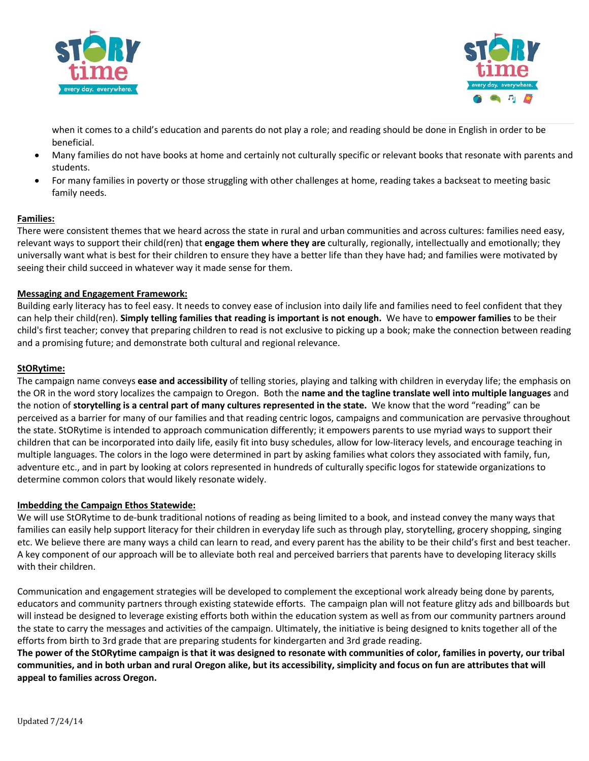when it comes to a child's education and parents do not play a role; and reading should be done in English in order to be beneficial.

- Many families do not have books at home and certainly not culturally specific or relevant books that resonate with parents and students.
- For many families in poverty or those struggling with other challenges at home, reading takes a backseat to meeting basic family needs.

**Families:**

There were consistent themes that we heard across the state in rural and urban communities and across cultures: families need easy, relevant ways to support their child(ren) that **engage them where they are** culturally, regionally, intellectually and emotionally; they universally want what is best for their children to ensure they have a better life than they have had; and families were motivated by seeing their child succeed in whatever way it made sense for them.

**Messaging and Engagement Framework:**

Building early literacy has to feel easy. It needs to convey ease of inclusion into daily life and families need to feel confident that they can help their child(ren). **Simply telling families that reading is important is not enough.** We have to **empower families** to be their child's first teacher; convey that preparing children to read is not exclusive to picking up a book; make the connection between reading and a promising future; and demonstrate both cultural and regional relevance.

**StORytime:**

The campaign name conveys **ease and accessibility** of telling stories, playing and talking with children in everyday life; the emphasis on the OR in the word story localizes the campaign to Oregon. Both the **name and the tagline translate well into multiple languages** and the notion of **storytelling is a central part of many cultures represented in the state.** We know that the word "reading" can be perceived as a barrier for many of our families and that reading centric logos, campaigns and communication are pervasive throughout the state. StORytime is intended to approach communication differently; it empowers parents to use myriad ways to support their children that can be incorporated into daily life, easily fit into busy schedules, allow for low-literacy levels, and encourage teaching in multiple languages. The colors in the logo were determined in part by asking families what colors they associated with family, fun, adventure etc., and in part by looking at colors represented in hundreds of culturally specific logos for statewide organizations to determine common colors that would likely resonate widely.

**Imbedding the Campaign Ethos Statewide:**

We will use StORytime to de-bunk traditional notions of reading as being limited to a book, and instead convey the many ways that families can easily help support literacy for their children in everyday life such as through play, storytelling, grocery shopping, singing etc. We believe there are many ways a child can learn to read, and every parent has the ability to be their child's first and best teacher. A key component of our approach will be to alleviate both real and perceived barriers that parents have to developing literacy skills with their children.

Communication and engagement strategies will be developed to complement the exceptional work already being done by parents, educators and community partners through existing statewide efforts. The campaign plan will not feature glitzy ads and billboards but will instead be designed to leverage existing efforts both within the education system as well as from our community partners around the state to carry the messages and activities of the campaign. Ultimately, the initiative is being designed to knits together all of the efforts from birth to 3rd grade that are preparing students for kindergarten and 3rd grade reading.

**The power of the StORytime campaign is that it was designed to resonate with communities of color, families in poverty, our tribal communities, and in both urban and rural Oregon alike, but its accessibility, simplicity and focus on fun are attributes that will appeal to families across Oregon.**

Updated 7/24/14